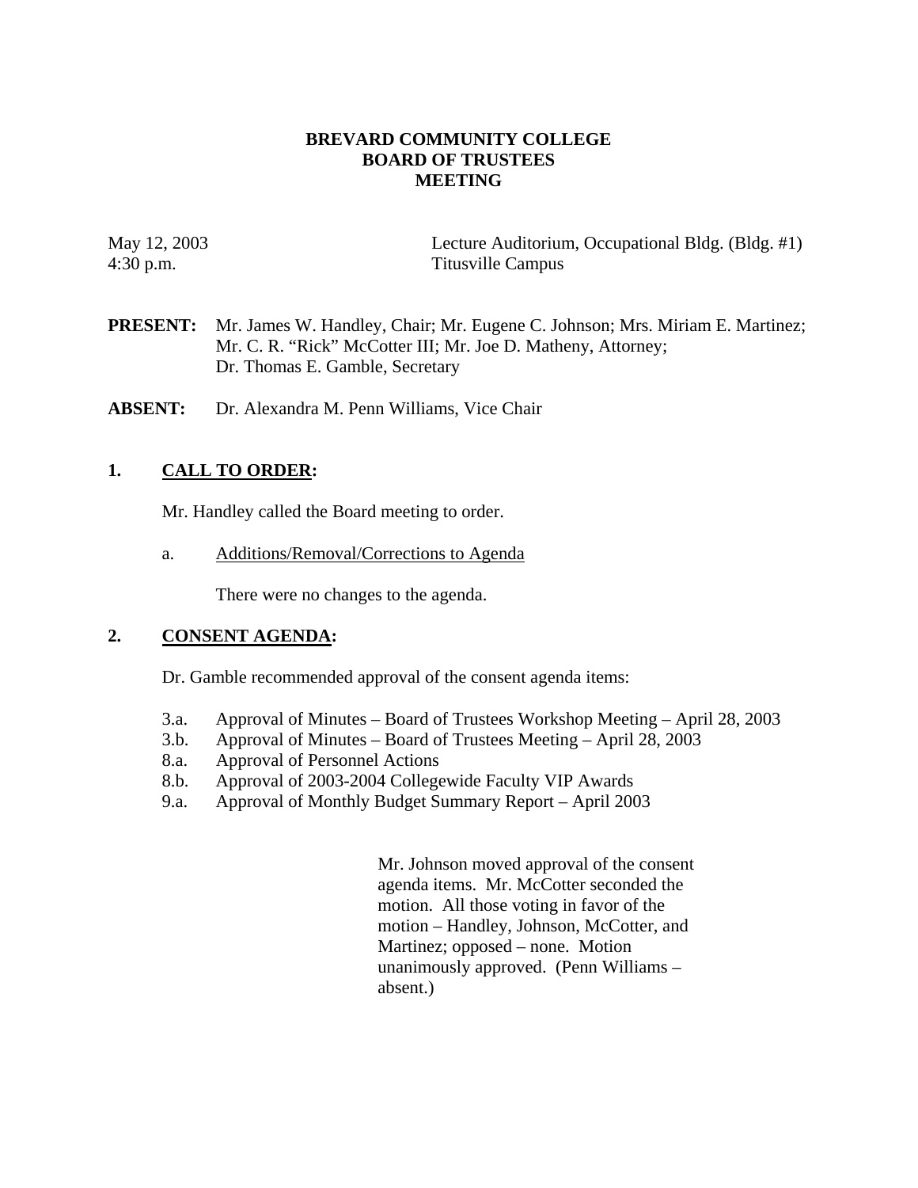# BREVARD COMMUNITY COLLEGE
# BOARD OF TRUSTEES
# MEETING

May 12, 2003
4:30 p.m.

Lecture Auditorium, Occupational Bldg. (Bldg. #1)
Titusville Campus

**PRESENT:** Mr. James W. Handley, Chair; Mr. Eugene C. Johnson; Mrs. Miriam E. Martinez; Mr. C. R. "Rick" McCotter III; Mr. Joe D. Matheny, Attorney; Dr. Thomas E. Gamble, Secretary

**ABSENT:** Dr. Alexandra M. Penn Williams, Vice Chair

## 1. CALL TO ORDER:

Mr. Handley called the Board meeting to order.

a. Additions/Removal/Corrections to Agenda

There were no changes to the agenda.

## 2. CONSENT AGENDA:

Dr. Gamble recommended approval of the consent agenda items:

3.a. Approval of Minutes – Board of Trustees Workshop Meeting – April 28, 2003
3.b. Approval of Minutes – Board of Trustees Meeting – April 28, 2003
8.a. Approval of Personnel Actions
8.b. Approval of 2003-2004 Collegewide Faculty VIP Awards
9.a. Approval of Monthly Budget Summary Report – April 2003

Mr. Johnson moved approval of the consent agenda items. Mr. McCotter seconded the motion. All those voting in favor of the motion – Handley, Johnson, McCotter, and Martinez; opposed – none. Motion unanimously approved. (Penn Williams – absent.)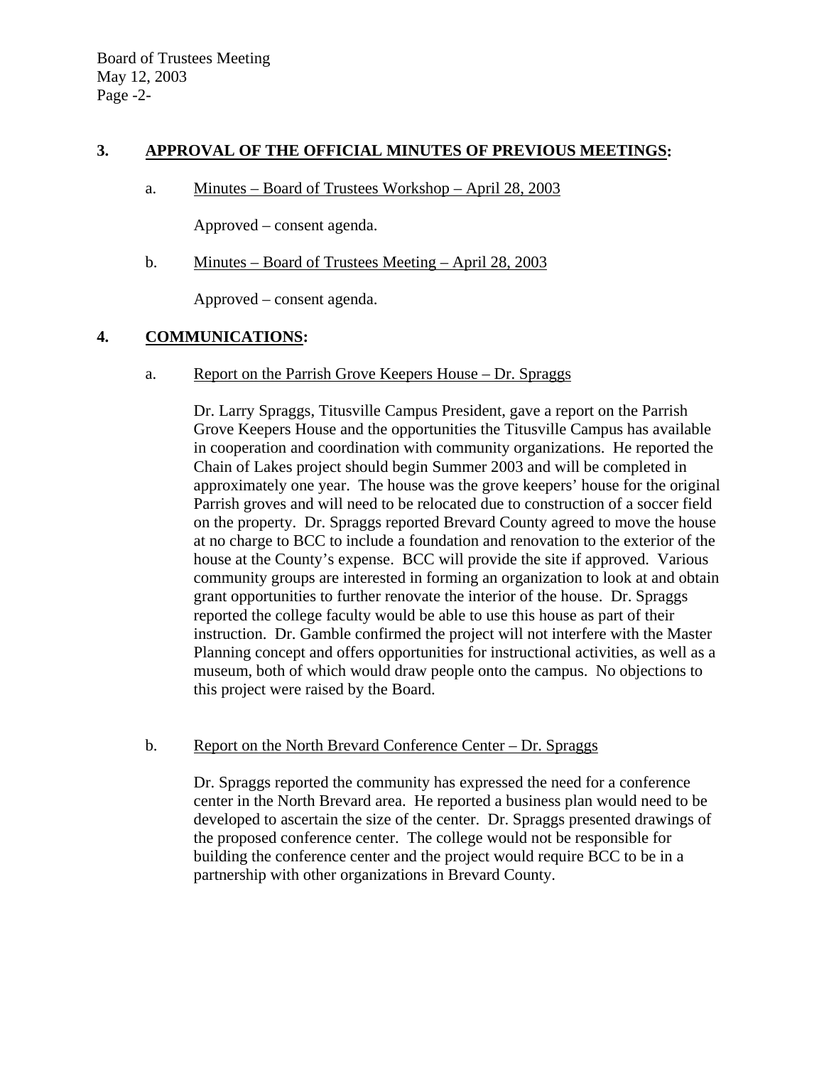## 3. APPROVAL OF THE OFFICIAL MINUTES OF PREVIOUS MEETINGS:

a. Minutes – Board of Trustees Workshop – April 28, 2003

Approved – consent agenda.

b. Minutes – Board of Trustees Meeting – April 28, 2003

Approved – consent agenda.

## 4. COMMUNICATIONS:

a. Report on the Parrish Grove Keepers House – Dr. Spraggs

Dr. Larry Spraggs, Titusville Campus President, gave a report on the Parrish Grove Keepers House and the opportunities the Titusville Campus has available in cooperation and coordination with community organizations. He reported the Chain of Lakes project should begin Summer 2003 and will be completed in approximately one year. The house was the grove keepers' house for the original Parrish groves and will need to be relocated due to construction of a soccer field on the property. Dr. Spraggs reported Brevard County agreed to move the house at no charge to BCC to include a foundation and renovation to the exterior of the house at the County's expense. BCC will provide the site if approved. Various community groups are interested in forming an organization to look at and obtain grant opportunities to further renovate the interior of the house. Dr. Spraggs reported the college faculty would be able to use this house as part of their instruction. Dr. Gamble confirmed the project will not interfere with the Master Planning concept and offers opportunities for instructional activities, as well as a museum, both of which would draw people onto the campus. No objections to this project were raised by the Board.

b. Report on the North Brevard Conference Center – Dr. Spraggs

Dr. Spraggs reported the community has expressed the need for a conference center in the North Brevard area. He reported a business plan would need to be developed to ascertain the size of the center. Dr. Spraggs presented drawings of the proposed conference center. The college would not be responsible for building the conference center and the project would require BCC to be in a partnership with other organizations in Brevard County.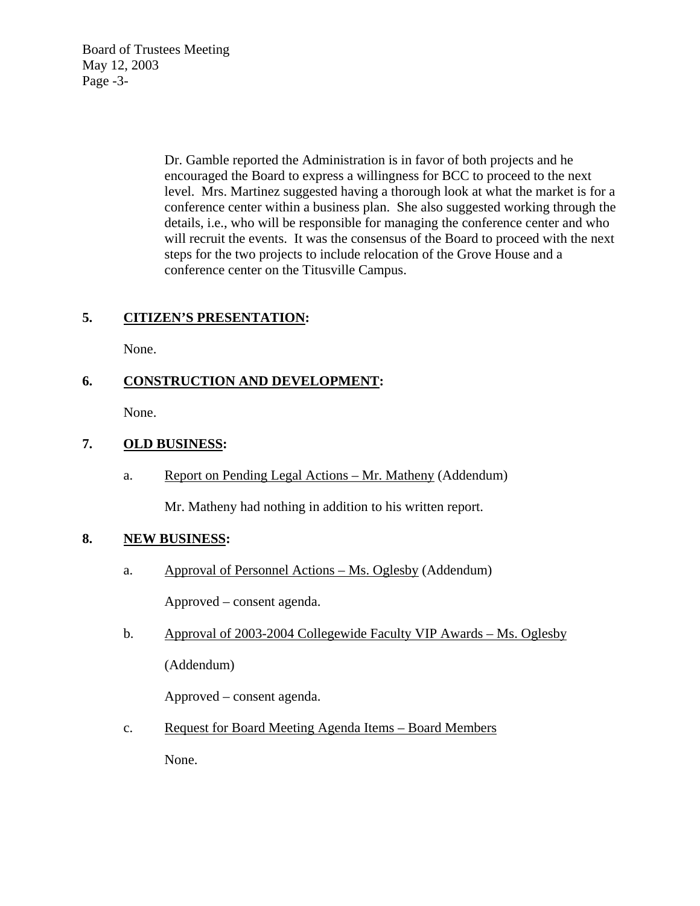Dr. Gamble reported the Administration is in favor of both projects and he encouraged the Board to express a willingness for BCC to proceed to the next level. Mrs. Martinez suggested having a thorough look at what the market is for a conference center within a business plan. She also suggested working through the details, i.e., who will be responsible for managing the conference center and who will recruit the events. It was the consensus of the Board to proceed with the next steps for the two projects to include relocation of the Grove House and a conference center on the Titusville Campus.

**5. CITIZEN'S PRESENTATION:**

None.

**6. CONSTRUCTION AND DEVELOPMENT:**

None.

**7. OLD BUSINESS:**

a. Report on Pending Legal Actions – Mr. Matheny (Addendum)

Mr. Matheny had nothing in addition to his written report.

**8. NEW BUSINESS:**

a. Approval of Personnel Actions – Ms. Oglesby (Addendum)

Approved – consent agenda.

b. Approval of 2003-2004 Collegewide Faculty VIP Awards – Ms. Oglesby

(Addendum)

Approved – consent agenda.

c. Request for Board Meeting Agenda Items – Board Members

None.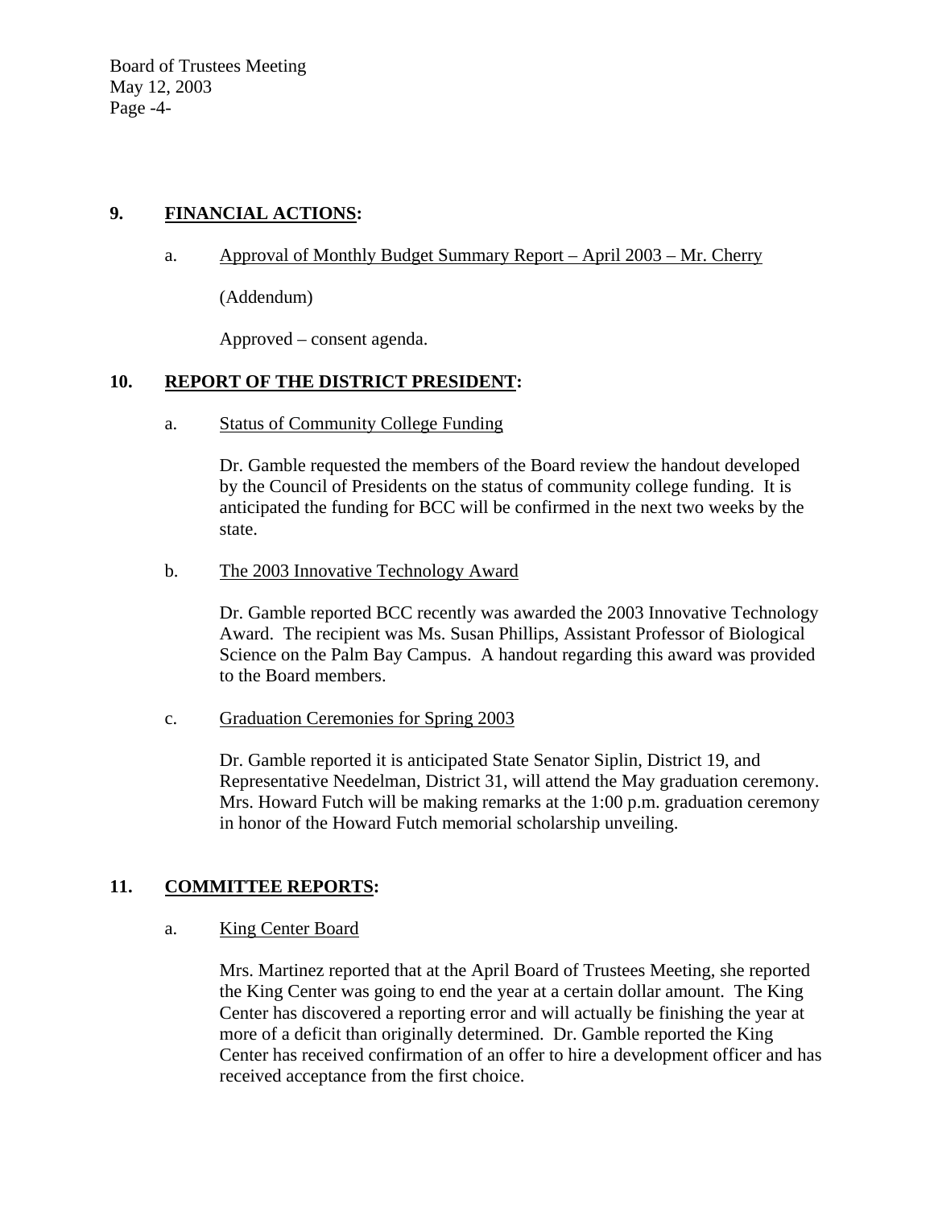## 9. **FINANCIAL ACTIONS:**

a. Approval of Monthly Budget Summary Report – April 2003 – Mr. Cherry

(Addendum)

Approved – consent agenda.

## 10. **REPORT OF THE DISTRICT PRESIDENT:**

a. Status of Community College Funding

Dr. Gamble requested the members of the Board review the handout developed by the Council of Presidents on the status of community college funding. It is anticipated the funding for BCC will be confirmed in the next two weeks by the state.

b. The 2003 Innovative Technology Award

Dr. Gamble reported BCC recently was awarded the 2003 Innovative Technology Award. The recipient was Ms. Susan Phillips, Assistant Professor of Biological Science on the Palm Bay Campus. A handout regarding this award was provided to the Board members.

c. Graduation Ceremonies for Spring 2003

Dr. Gamble reported it is anticipated State Senator Siplin, District 19, and Representative Needelman, District 31, will attend the May graduation ceremony. Mrs. Howard Futch will be making remarks at the 1:00 p.m. graduation ceremony in honor of the Howard Futch memorial scholarship unveiling.

## 11. **COMMITTEE REPORTS:**

a. King Center Board

Mrs. Martinez reported that at the April Board of Trustees Meeting, she reported the King Center was going to end the year at a certain dollar amount. The King Center has discovered a reporting error and will actually be finishing the year at more of a deficit than originally determined. Dr. Gamble reported the King Center has received confirmation of an offer to hire a development officer and has received acceptance from the first choice.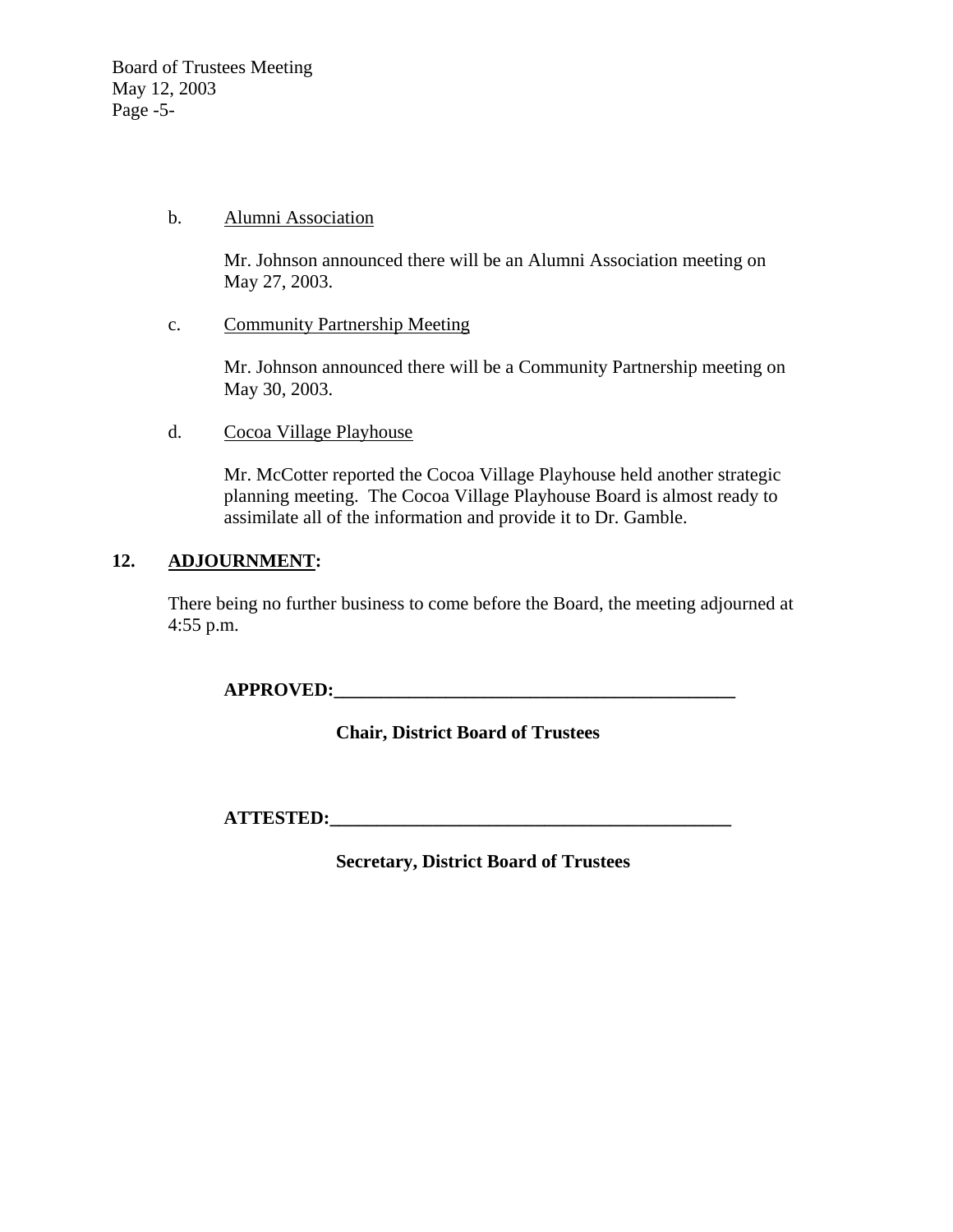b. <u>Alumni Association</u>

Mr. Johnson announced there will be an Alumni Association meeting on May 27, 2003.

c. <u>Community Partnership Meeting</u>

Mr. Johnson announced there will be a Community Partnership meeting on May 30, 2003.

d. <u>Cocoa Village Playhouse</u>

Mr. McCotter reported the Cocoa Village Playhouse held another strategic planning meeting. The Cocoa Village Playhouse Board is almost ready to assimilate all of the information and provide it to Dr. Gamble.

**12. <u>ADJOURNMENT</u>:**

There being no further business to come before the Board, the meeting adjourned at 4:55 p.m.

**APPROVED:\_\_\_\_\_\_\_\_\_\_\_\_\_\_\_\_\_\_\_\_\_\_\_\_\_\_\_\_\_\_\_\_\_\_\_\_\_\_\_\_\_\_\_\_**

**Chair, District Board of Trustees**

**ATTESTED:\_\_\_\_\_\_\_\_\_\_\_\_\_\_\_\_\_\_\_\_\_\_\_\_\_\_\_\_\_\_\_\_\_\_\_\_\_\_\_\_\_\_\_\_**

**Secretary, District Board of Trustees**